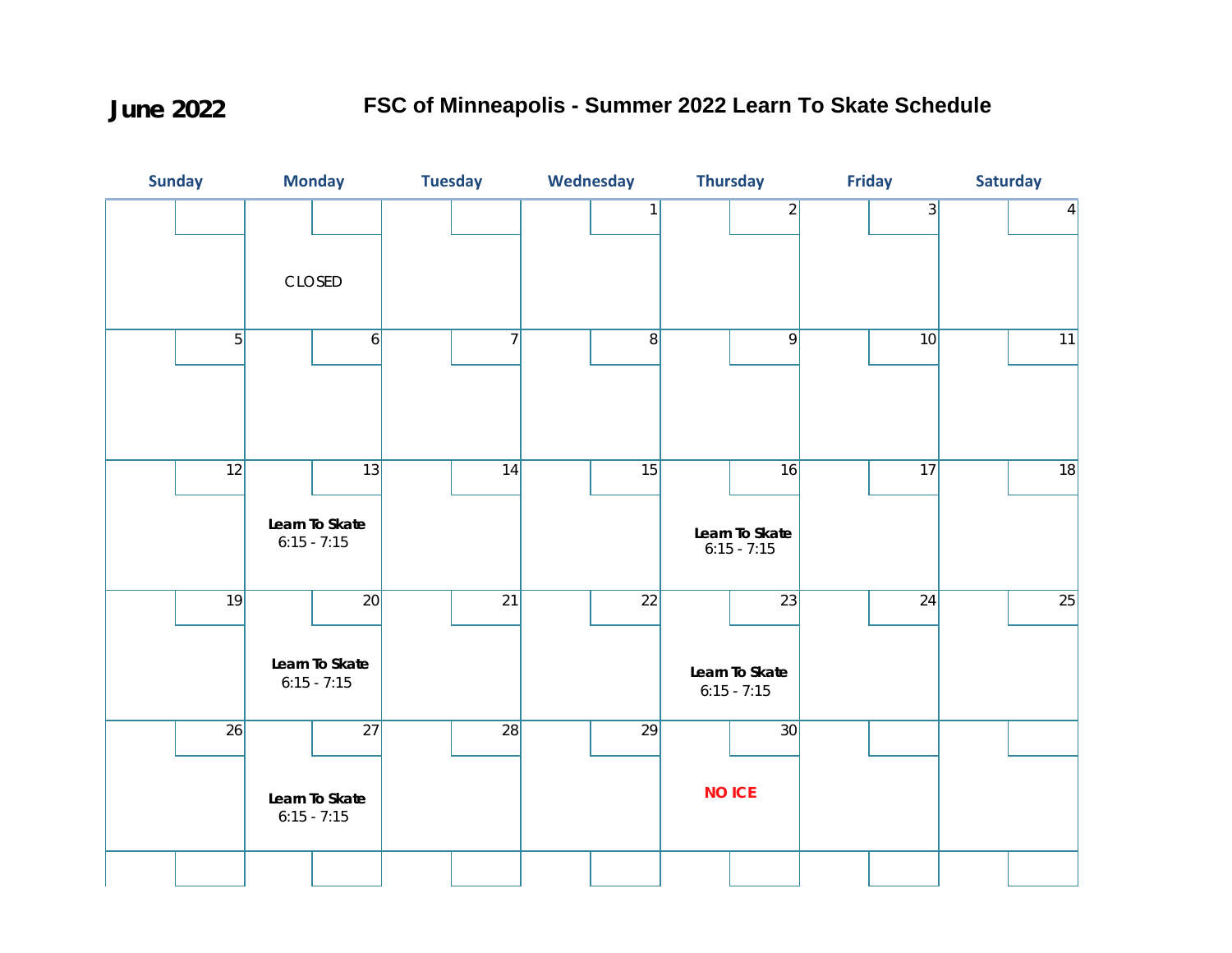# June 2022

## FSC of Minneapolis - Summer 2022 Learn To Skate Schedule

| Sunday | Monday | Tuesday | Wednesday | Thursday | Friday | Saturday |
| --- | --- | --- | --- | --- | --- | --- |
| | CLOSED | | 1 | 2 | 3 | 4 |
| 5 | 6 | 7 | 8 | 9 | 10 | 11 |
| 12 | 13 **Learn To Skate** 6:15 - 7:15 | 14 | 15 | 16 **Learn To Skate** 6:15 - 7:15 | 17 | 18 |
| 19 | 20 **Learn To Skate** 6:15 - 7:15 | 21 | 22 | 23 **Learn To Skate** 6:15 - 7:15 | 24 | 25 |
| 26 | 27 **Learn To Skate** 6:15 - 7:15 | 28 | 29 | 30 **NO ICE** | | |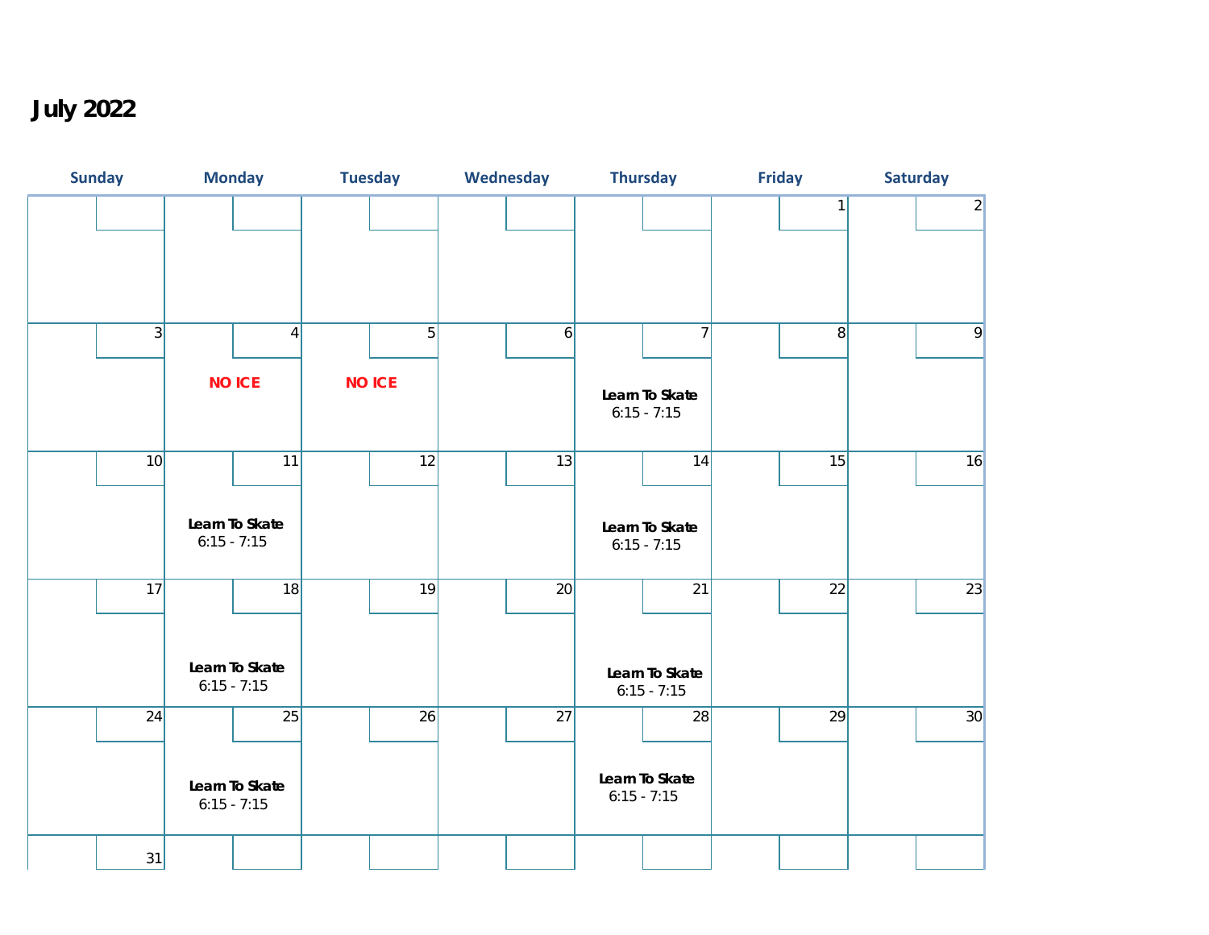# July 2022

| Sunday | Monday | Tuesday | Wednesday | Thursday | Friday | Saturday |
|---|---|---|---|---|---|---|
| | | | | | 1 | 2 |
| 3 | 4<br>**NO ICE** | 5<br>**NO ICE** | 6 | 7<br>**Learn To Skate**<br>6:15 - 7:15 | 8 | 9 |
| 10 | 11<br>**Learn To Skate**<br>6:15 - 7:15 | 12 | 13 | 14<br>**Learn To Skate**<br>6:15 - 7:15 | 15 | 16 |
| 17 | 18<br>**Learn To Skate**<br>6:15 - 7:15 | 19 | 20 | 21<br>**Learn To Skate**<br>6:15 - 7:15 | 22 | 23 |
| 24 | 25<br>**Learn To Skate**<br>6:15 - 7:15 | 26 | 27 | 28<br>**Learn To Skate**<br>6:15 - 7:15 | 29 | 30 |
| 31 | | | | | | |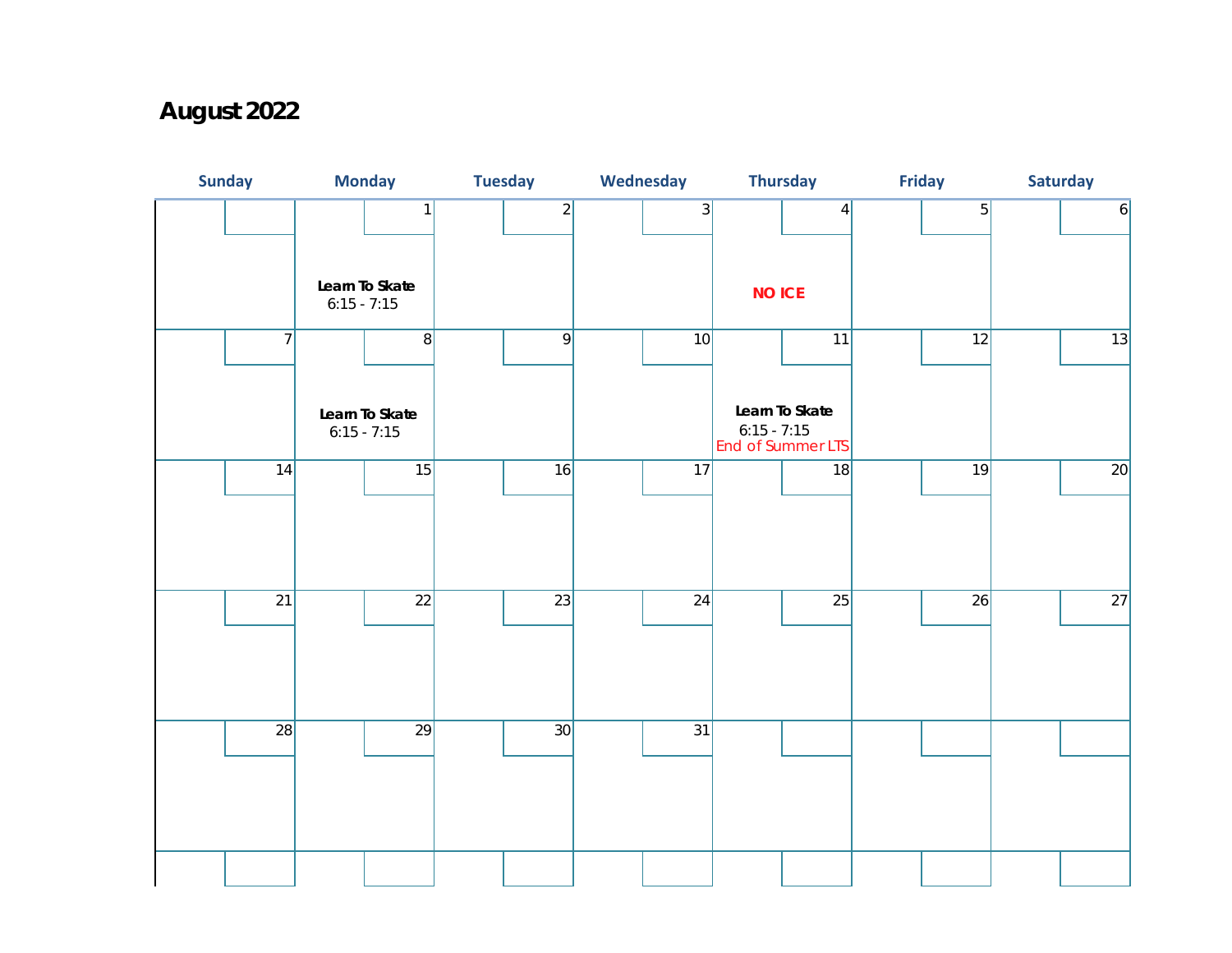# August 2022

| Sunday | Monday | Tuesday | Wednesday | Thursday | Friday | Saturday |
|---|---|---|---|---|---|---|
| | 1<br>**Learn To Skate**<br>6:15 - 7:15 | 2 | 3 | 4<br>**NO ICE** | 5 | 6 |
| 7 | 8<br>**Learn To Skate**<br>6:15 - 7:15 | 9 | 10 | 11<br>**Learn To Skate**<br>6:15 - 7:15<br>End of Summer LTS | 12 | 13 |
| 14 | 15 | 16 | 17 | 18 | 19 | 20 |
| 21 | 22 | 23 | 24 | 25 | 26 | 27 |
| 28 | 29 | 30 | 31 | | | |
| | | | | | | |